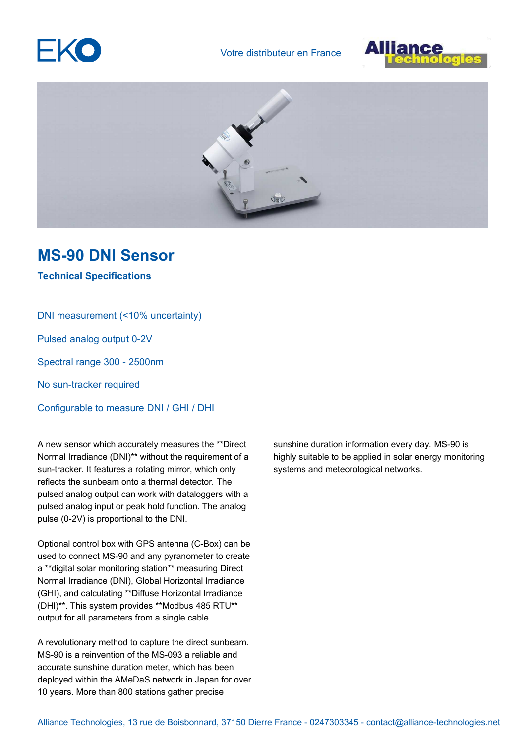EKO

Votre distributeur en France

# MS-90 DNI Sensor

## Technical Specifications

DNI measurement (<10% uncertainty)

Pulsed analog output 0-2V

Spectral range 300 - 2500nm

No sun-tracker required

Configurable to measure DNI / GHI / DHI

A new sensor which accurately measures the **Direct Normal Irradiance (DNI)** without the requirement of a sun-tracker. It features a rotating mirror, which only reflects the sunbeam onto a thermal detector. The pulsed analog output can work with dataloggers with a pulsed analog input or peak hold function. The analog pulse (0-2V) is proportional to the DNI.

Optional control box with GPS antenna (C-Box) can be used to connect MS-90 and any pyranometer to create a **digital solar monitoring station** measuring Direct Normal Irradiance (DNI), Global Horizontal Irradiance (GHI), and calculating **Diffuse Horizontal Irradiance (DHI)**. This system provides **Modbus 485 RTU** output for all parameters from a single cable.

A revolutionary method to capture the direct sunbeam. MS-90 is a reinvention of the MS-093 a reliable and accurate sunshine duration meter, which has been deployed within the AMeDaS network in Japan for over 10 years. More than 800 stations gather precise sunshine duration information every day. MS-90 is highly suitable to be applied in solar energy monitoring systems and meteorological networks.

Alliance Technologies, 13 rue de Boisbonnard, 37150 Dierre France - 0247303345 - contact@alliance-technologies.net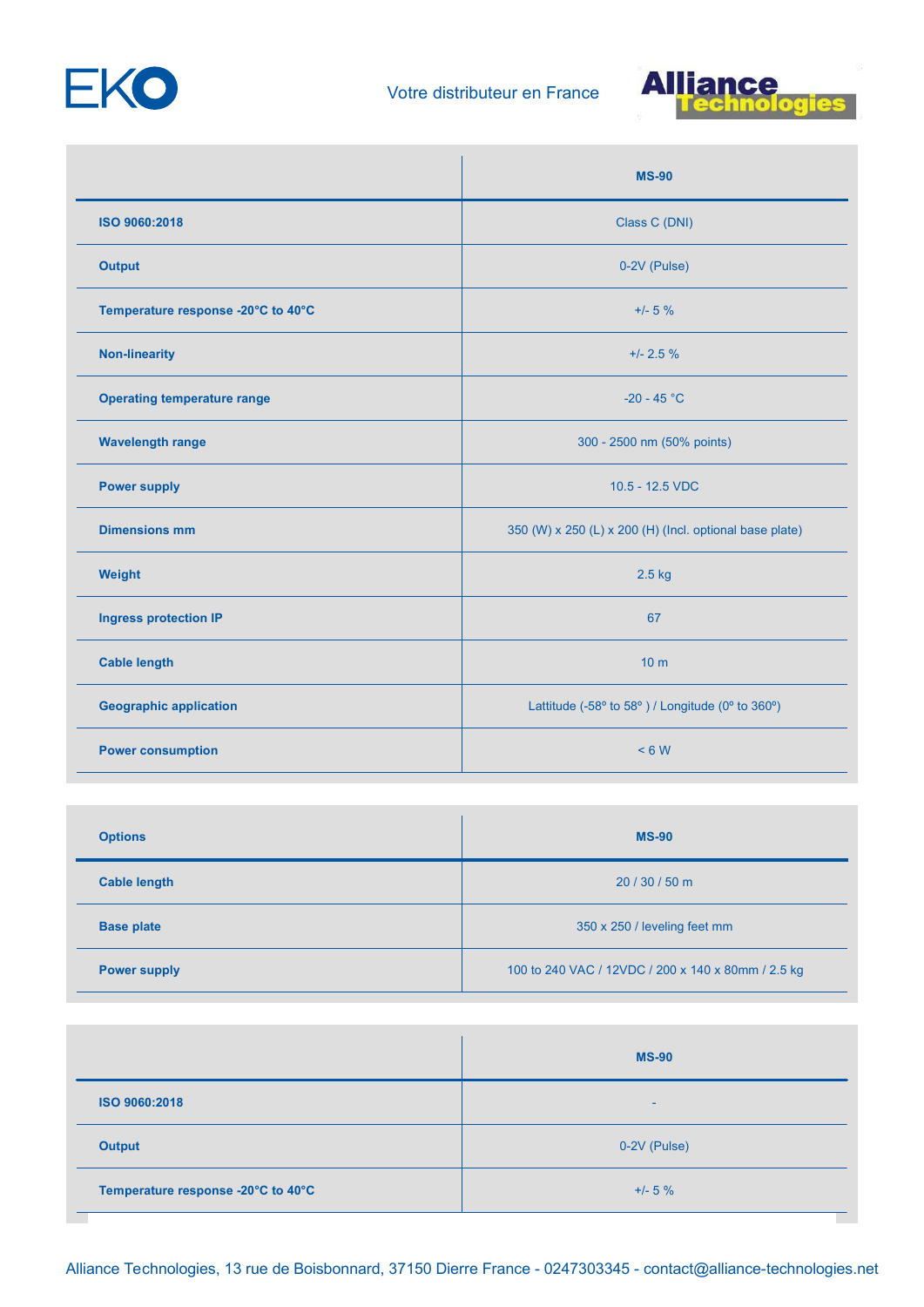| | MS-90 |
|---|---|
| **ISO 9060:2018** | Class C (DNI) |
| **Output** | 0-2V (Pulse) |
| **Temperature response -20°C to 40°C** | +/- 5 % |
| **Non-linearity** | +/- 2.5 % |
| **Operating temperature range** | -20 - 45 °C |
| **Wavelength range** | 300 - 2500 nm (50% points) |
| **Power supply** | 10.5 - 12.5 VDC |
| **Dimensions mm** | 350 (W) x 250 (L) x 200 (H) (Incl. optional base plate) |
| **Weight** | 2.5 kg |
| **Ingress protection IP** | 67 |
| **Cable length** | 10 m |
| **Geographic application** | Lattitude (-58º to 58º ) / Longitude (0º to 360º) |
| **Power consumption** | < 6 W |

| **Options** | MS-90 |
|---|---|
| **Cable length** | 20 / 30 / 50 m |
| **Base plate** | 350 x 250 / leveling feet mm |
| **Power supply** | 100 to 240 VAC / 12VDC / 200 x 140 x 80mm / 2.5 kg |

| | MS-90 |
|---|---|
| **ISO 9060:2018** | - |
| **Output** | 0-2V (Pulse) |
| **Temperature response -20°C to 40°C** | +/- 5 % |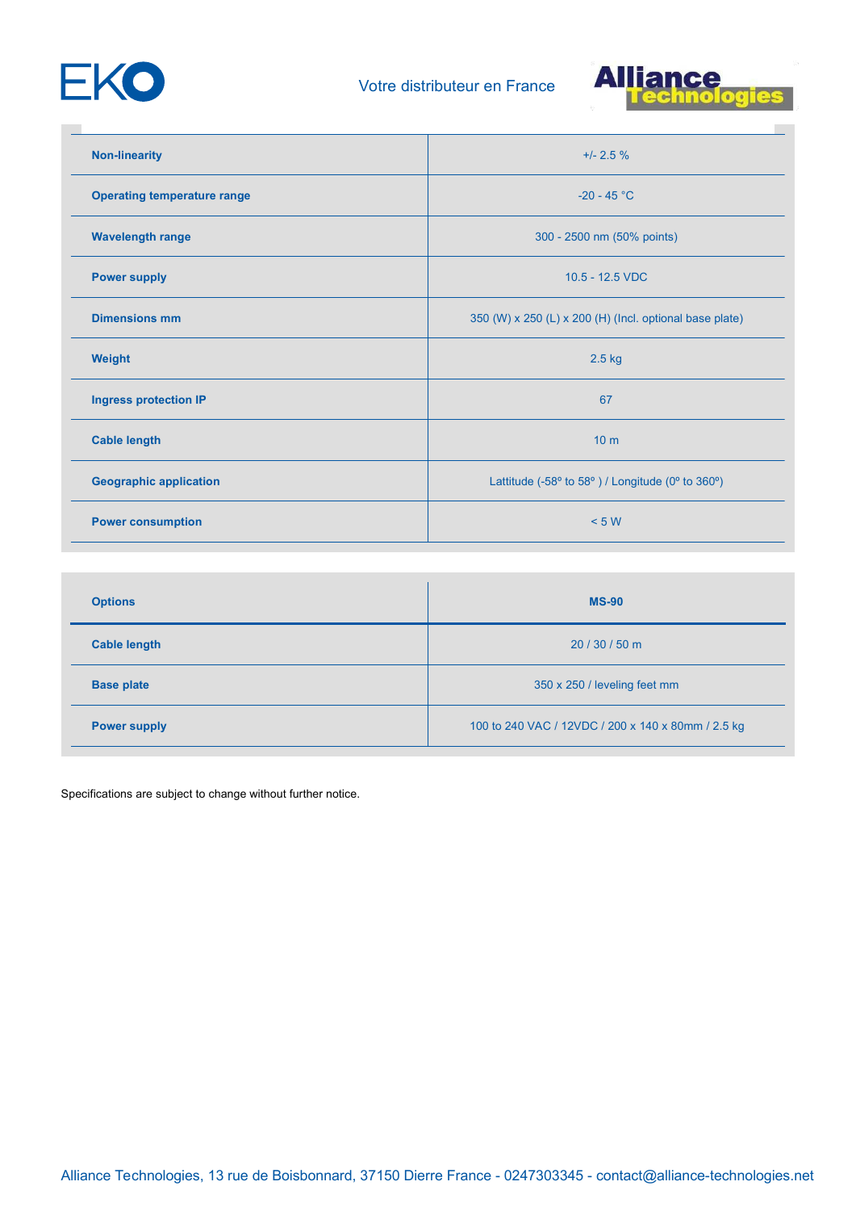| | |
|---|---|
| **Non-linearity** | +/- 2.5 % |
| **Operating temperature range** | -20 - 45 °C |
| **Wavelength range** | 300 - 2500 nm (50% points) |
| **Power supply** | 10.5 - 12.5 VDC |
| **Dimensions mm** | 350 (W) x 250 (L) x 200 (H) (Incl. optional base plate) |
| **Weight** | 2.5 kg |
| **Ingress protection IP** | 67 |
| **Cable length** | 10 m |
| **Geographic application** | Lattitude (-58º to 58º ) / Longitude (0º to 360º) |
| **Power consumption** | < 5 W |

| **Options** | **MS-90** |
|---|---|
| **Cable length** | 20 / 30 / 50 m |
| **Base plate** | 350 x 250 / leveling feet mm |
| **Power supply** | 100 to 240 VAC / 12VDC / 200 x 140 x 80mm / 2.5 kg |

Specifications are subject to change without further notice.